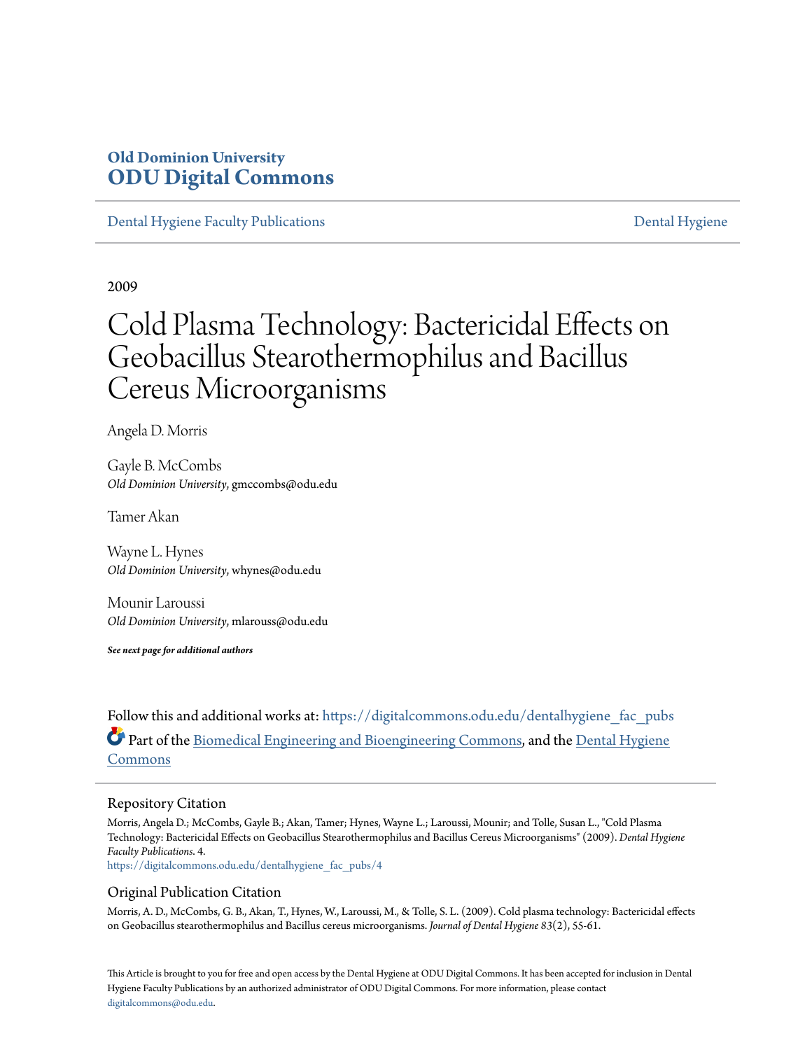Old Dominion University
**ODU Digital Commons**

Dental Hygiene Faculty Publications | Dental Hygiene

2009

# Cold Plasma Technology: Bactericidal Effects on Geobacillus Stearothermophilus and Bacillus Cereus Microorganisms

Angela D. Morris

Gayle B. McCombs
*Old Dominion University*, gmccombs@odu.edu

Tamer Akan

Wayne L. Hynes
*Old Dominion University*, whynes@odu.edu

Mounir Laroussi
*Old Dominion University*, mlarouss@odu.edu

***See next page for additional authors***

Follow this and additional works at: https://digitalcommons.odu.edu/dentalhygiene_fac_pubs

Part of the Biomedical Engineering and Bioengineering Commons, and the Dental Hygiene Commons

## Repository Citation

Morris, Angela D.; McCombs, Gayle B.; Akan, Tamer; Hynes, Wayne L.; Laroussi, Mounir; and Tolle, Susan L., "Cold Plasma Technology: Bactericidal Effects on Geobacillus Stearothermophilus and Bacillus Cereus Microorganisms" (2009). *Dental Hygiene Faculty Publications*. 4.
https://digitalcommons.odu.edu/dentalhygiene_fac_pubs/4

## Original Publication Citation

Morris, A. D., McCombs, G. B., Akan, T., Hynes, W., Laroussi, M., & Tolle, S. L. (2009). Cold plasma technology: Bactericidal effects on Geobacillus stearothermophilus and Bacillus cereus microorganisms. *Journal of Dental Hygiene 83*(2), 55-61.

This Article is brought to you for free and open access by the Dental Hygiene at ODU Digital Commons. It has been accepted for inclusion in Dental Hygiene Faculty Publications by an authorized administrator of ODU Digital Commons. For more information, please contact digitalcommons@odu.edu.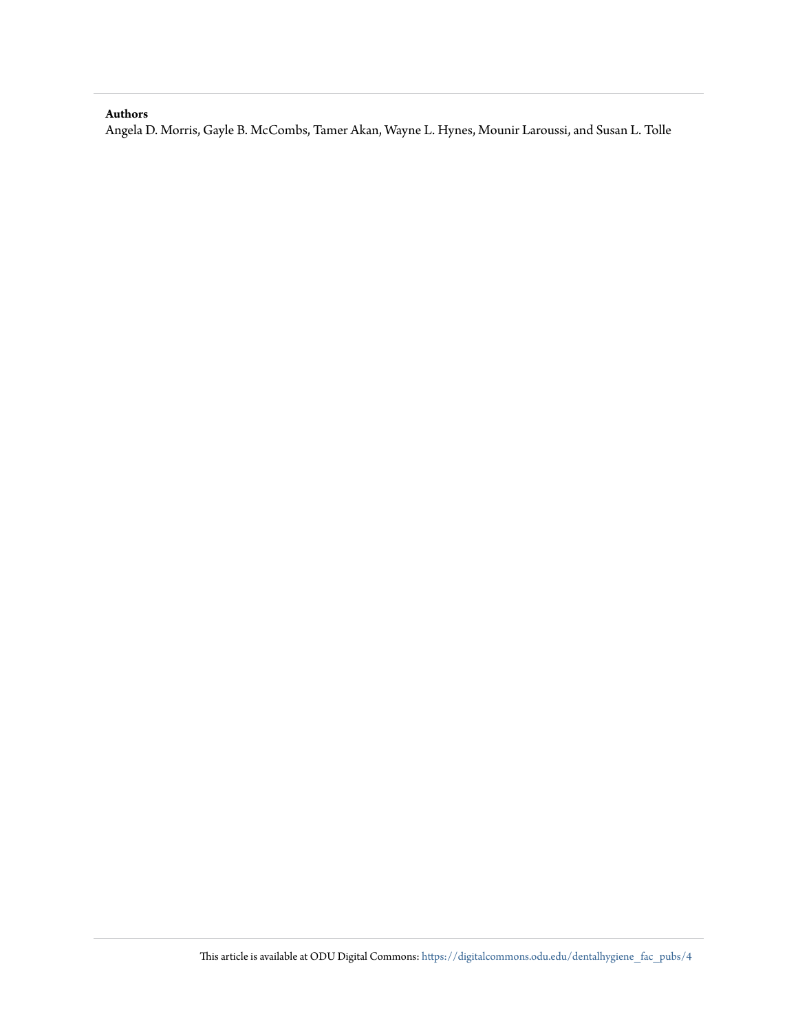**Authors**

Angela D. Morris, Gayle B. McCombs, Tamer Akan, Wayne L. Hynes, Mounir Laroussi, and Susan L. Tolle

This article is available at ODU Digital Commons: https://digitalcommons.odu.edu/dentalhygiene_fac_pubs/4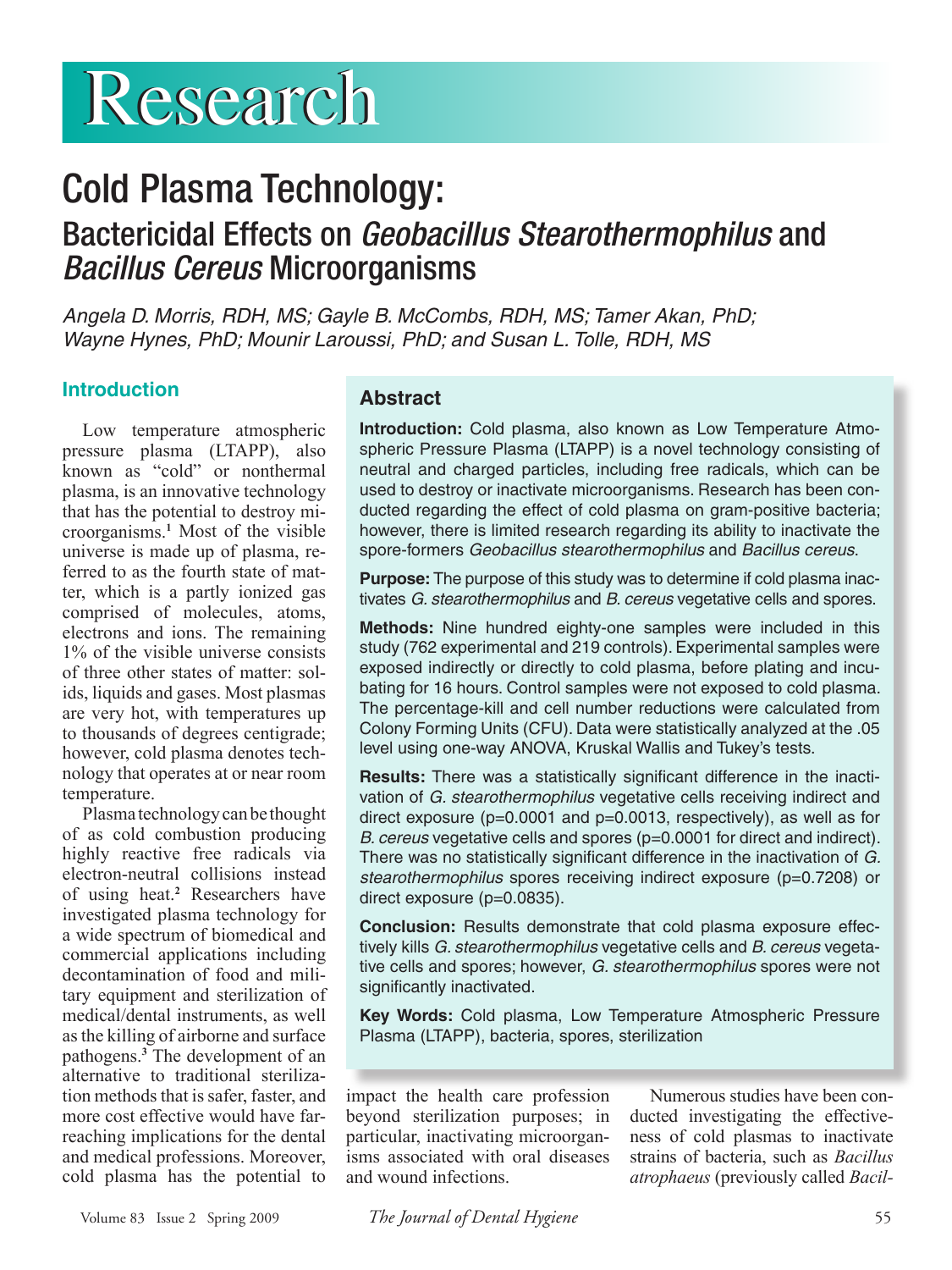# Research

# Cold Plasma Technology:

## Bactericidal Effects on *Geobacillus Stearothermophilus* and *Bacillus Cereus* Microorganisms

*Angela D. Morris, RDH, MS; Gayle B. McCombs, RDH, MS; Tamer Akan, PhD; Wayne Hynes, PhD; Mounir Laroussi, PhD; and Susan L. Tolle, RDH, MS*

### Abstract

**Introduction:** Cold plasma, also known as Low Temperature Atmospheric Pressure Plasma (LTAPP) is a novel technology consisting of neutral and charged particles, including free radicals, which can be used to destroy or inactivate microorganisms. Research has been conducted regarding the effect of cold plasma on gram-positive bacteria; however, there is limited research regarding its ability to inactivate the spore-formers *Geobacillus stearothermophilus* and *Bacillus cereus*.

**Purpose:** The purpose of this study was to determine if cold plasma inactivates *G. stearothermophilus* and *B. cereus* vegetative cells and spores.

**Methods:** Nine hundred eighty-one samples were included in this study (762 experimental and 219 controls). Experimental samples were exposed indirectly or directly to cold plasma, before plating and incubating for 16 hours. Control samples were not exposed to cold plasma. The percentage-kill and cell number reductions were calculated from Colony Forming Units (CFU). Data were statistically analyzed at the .05 level using one-way ANOVA, Kruskal Wallis and Tukey's tests.

**Results:** There was a statistically significant difference in the inactivation of *G. stearothermophilus* vegetative cells receiving indirect and direct exposure ($p=0.0001$ and $p=0.0013$, respectively), as well as for *B. cereus* vegetative cells and spores ($p=0.0001$ for direct and indirect). There was no statistically significant difference in the inactivation of *G. stearothermophilus* spores receiving indirect exposure ($p=0.7208$) or direct exposure ($p=0.0835$).

**Conclusion:** Results demonstrate that cold plasma exposure effectively kills *G. stearothermophilus* vegetative cells and *B. cereus* vegetative cells and spores; however, *G. stearothermophilus* spores were not significantly inactivated.

**Key Words:** Cold plasma, Low Temperature Atmospheric Pressure Plasma (LTAPP), bacteria, spores, sterilization

### Introduction

Low temperature atmospheric pressure plasma (LTAPP), also known as "cold" or nonthermal plasma, is an innovative technology that has the potential to destroy microorganisms.[1] Most of the visible universe is made up of plasma, referred to as the fourth state of matter, which is a partly ionized gas comprised of molecules, atoms, electrons and ions. The remaining 1% of the visible universe consists of three other states of matter: solids, liquids and gases. Most plasmas are very hot, with temperatures up to thousands of degrees centigrade; however, cold plasma denotes technology that operates at or near room temperature.

Plasma technology can be thought of as cold combustion producing highly reactive free radicals via electron-neutral collisions instead of using heat.[2] Researchers have investigated plasma technology for a wide spectrum of biomedical and commercial applications including decontamination of food and military equipment and sterilization of medical/dental instruments, as well as the killing of airborne and surface pathogens.[3] The development of an alternative to traditional sterilization methods that is safer, faster, and more cost effective would have far-reaching implications for the dental and medical professions. Moreover, cold plasma has the potential to impact the health care profession beyond sterilization purposes; in particular, inactivating microorganisms associated with oral diseases and wound infections.

Numerous studies have been conducted investigating the effectiveness of cold plasmas to inactivate strains of bacteria, such as *Bacillus atrophaeus* (previously called *Bacil-*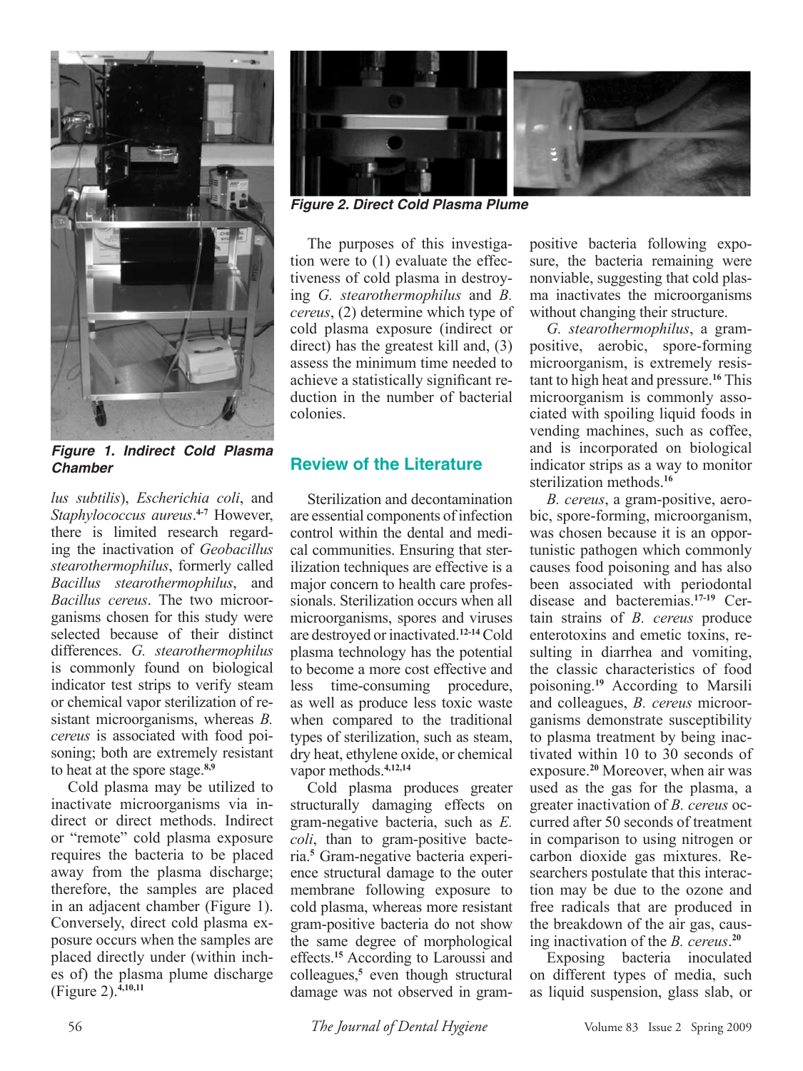Figure 1. Indirect Cold Plasma Chamber

Figure 2. Direct Cold Plasma Plume

*lus subtilis*), *Escherichia coli*, and *Staphylococcus aureus*.[4-7] However, there is limited research regarding the inactivation of *Geobacillus stearothermophilus*, formerly called *Bacillus stearothermophilus*, and *Bacillus cereus*. The two microorganisms chosen for this study were selected because of their distinct differences. *G. stearothermophilus* is commonly found on biological indicator test strips to verify steam or chemical vapor sterilization of resistant microorganisms, whereas *B. cereus* is associated with food poisoning; both are extremely resistant to heat at the spore stage.[8,9]

Cold plasma may be utilized to inactivate microorganisms via indirect or direct methods. Indirect or "remote" cold plasma exposure requires the bacteria to be placed away from the plasma discharge; therefore, the samples are placed in an adjacent chamber (Figure 1). Conversely, direct cold plasma exposure occurs when the samples are placed directly under (within inches of) the plasma plume discharge (Figure 2).[4,10,11]

The purposes of this investigation were to (1) evaluate the effectiveness of cold plasma in destroying *G. stearothermophilus* and *B. cereus*, (2) determine which type of cold plasma exposure (indirect or direct) has the greatest kill and, (3) assess the minimum time needed to achieve a statistically significant reduction in the number of bacterial colonies.

## Review of the Literature

Sterilization and decontamination are essential components of infection control within the dental and medical communities. Ensuring that sterilization techniques are effective is a major concern to health care professionals. Sterilization occurs when all microorganisms, spores and viruses are destroyed or inactivated.[12-14] Cold plasma technology has the potential to become a more cost effective and less time-consuming procedure, as well as produce less toxic waste when compared to the traditional types of sterilization, such as steam, dry heat, ethylene oxide, or chemical vapor methods.[4,12,14]

Cold plasma produces greater structurally damaging effects on gram-negative bacteria, such as *E. coli*, than to gram-positive bacteria.[5] Gram-negative bacteria experience structural damage to the outer membrane following exposure to cold plasma, whereas more resistant gram-positive bacteria do not show the same degree of morphological effects.[15] According to Laroussi and colleagues,[5] even though structural damage was not observed in gram-positive bacteria following exposure, the bacteria remaining were nonviable, suggesting that cold plasma inactivates the microorganisms without changing their structure.

*G. stearothermophilus*, a gram-positive, aerobic, spore-forming microorganism, is extremely resistant to high heat and pressure.[16] This microorganism is commonly associated with spoiling liquid foods in vending machines, such as coffee, and is incorporated on biological indicator strips as a way to monitor sterilization methods.[16]

*B. cereus*, a gram-positive, aerobic, spore-forming, microorganism, was chosen because it is an opportunistic pathogen which commonly causes food poisoning and has also been associated with periodontal disease and bacteremias.[17-19] Certain strains of *B. cereus* produce enterotoxins and emetic toxins, resulting in diarrhea and vomiting, the classic characteristics of food poisoning.[19] According to Marsili and colleagues, *B. cereus* microorganisms demonstrate susceptibility to plasma treatment by being inactivated within 10 to 30 seconds of exposure.[20] Moreover, when air was used as the gas for the plasma, a greater inactivation of *B. cereus* occurred after 50 seconds of treatment in comparison to using nitrogen or carbon dioxide gas mixtures. Researchers postulate that this interaction may be due to the ozone and free radicals that are produced in the breakdown of the air gas, causing inactivation of the *B. cereus*.[20]

Exposing bacteria inoculated on different types of media, such as liquid suspension, glass slab, or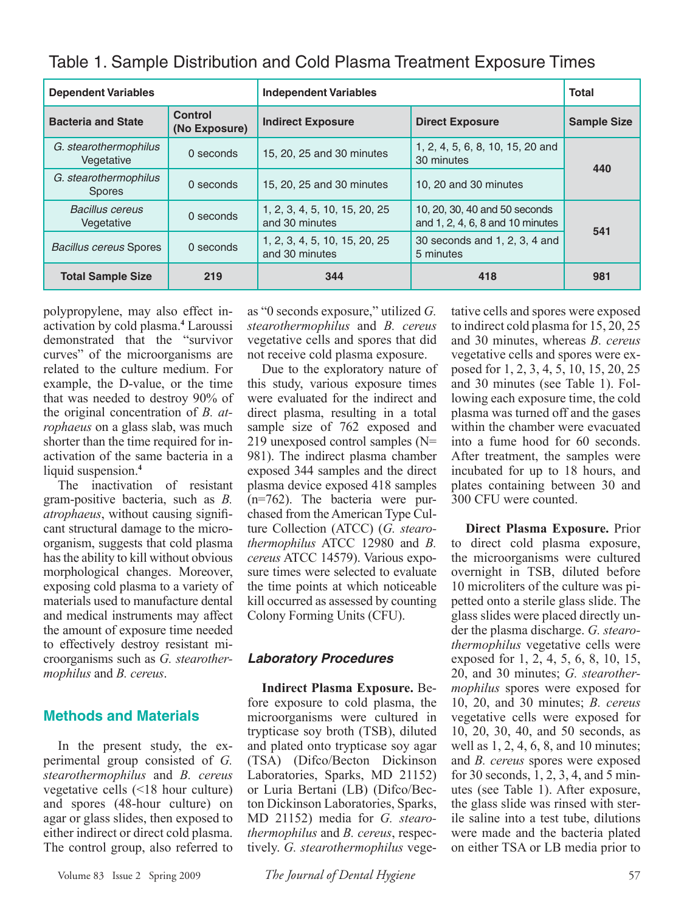## Table 1. Sample Distribution and Cold Plasma Treatment Exposure Times

| Dependent Variables | | Independent Variables | | Total |
|---|---|---|---|---|
| **Bacteria and State** | **Control (No Exposure)** | **Indirect Exposure** | **Direct Exposure** | **Sample Size** |
| *G. stearothermophilus* Vegetative | 0 seconds | 15, 20, 25 and 30 minutes | 1, 2, 4, 5, 6, 8, 10, 15, 20 and 30 minutes | 440 |
| *G. stearothermophilus* Spores | 0 seconds | 15, 20, 25 and 30 minutes | 10, 20 and 30 minutes | |
| *Bacillus cereus* Vegetative | 0 seconds | 1, 2, 3, 4, 5, 10, 15, 20, 25 and 30 minutes | 10, 20, 30, 40 and 50 seconds and 1, 2, 4, 6, 8 and 10 minutes | 541 |
| *Bacillus cereus* Spores | 0 seconds | 1, 2, 3, 4, 5, 10, 15, 20, 25 and 30 minutes | 30 seconds and 1, 2, 3, 4 and 5 minutes | |
| **Total Sample Size** | **219** | **344** | **418** | **981** |

polypropylene, may also effect inactivation by cold plasma.[4] Laroussi demonstrated that the "survivor curves" of the microorganisms are related to the culture medium. For example, the D-value, or the time that was needed to destroy 90% of the original concentration of *B. atrophaeus* on a glass slab, was much shorter than the time required for inactivation of the same bacteria in a liquid suspension.[4]

The inactivation of resistant gram-positive bacteria, such as *B. atrophaeus*, without causing significant structural damage to the microorganism, suggests that cold plasma has the ability to kill without obvious morphological changes. Moreover, exposing cold plasma to a variety of materials used to manufacture dental and medical instruments may affect the amount of exposure time needed to effectively destroy resistant microorganisms such as *G. stearothermophilus* and *B. cereus*.

## Methods and Materials

In the present study, the experimental group consisted of *G. stearothermophilus* and *B. cereus* vegetative cells (<18 hour culture) and spores (48-hour culture) on agar or glass slides, then exposed to either indirect or direct cold plasma. The control group, also referred to as "0 seconds exposure," utilized *G. stearothermophilus* and *B. cereus* vegetative cells and spores that did not receive cold plasma exposure.

Due to the exploratory nature of this study, various exposure times were evaluated for the indirect and direct plasma, resulting in a total sample size of 762 exposed and 219 unexposed control samples (N= 981). The indirect plasma chamber exposed 344 samples and the direct plasma device exposed 418 samples (n=762). The bacteria were purchased from the American Type Culture Collection (ATCC) (*G. stearothermophilus* ATCC 12980 and *B. cereus* ATCC 14579). Various exposure times were selected to evaluate the time points at which noticeable kill occurred as assessed by counting Colony Forming Units (CFU).

### *Laboratory Procedures*

**Indirect Plasma Exposure.** Before exposure to cold plasma, the microorganisms were cultured in trypticase soy broth (TSB), diluted and plated onto trypticase soy agar (TSA) (Difco/Becton Dickinson Laboratories, Sparks, MD 21152) or Luria Bertani (LB) (Difco/Becton Dickinson Laboratories, Sparks, MD 21152) media for *G. stearothermophilus* and *B. cereus*, respectively. *G. stearothermophilus* vegetative cells and spores were exposed to indirect cold plasma for 15, 20, 25 and 30 minutes, whereas *B. cereus* vegetative cells and spores were exposed for 1, 2, 3, 4, 5, 10, 15, 20, 25 and 30 minutes (see Table 1). Following each exposure time, the cold plasma was turned off and the gases within the chamber were evacuated into a fume hood for 60 seconds. After treatment, the samples were incubated for up to 18 hours, and plates containing between 30 and 300 CFU were counted.

**Direct Plasma Exposure.** Prior to direct cold plasma exposure, the microorganisms were cultured overnight in TSB, diluted before 10 microliters of the culture was pipetted onto a sterile glass slide. The glass slides were placed directly under the plasma discharge. *G. stearothermophilus* vegetative cells were exposed for 1, 2, 4, 5, 6, 8, 10, 15, 20, and 30 minutes; *G. stearothermophilus* spores were exposed for 10, 20, and 30 minutes; *B. cereus* vegetative cells were exposed for 10, 20, 30, 40, and 50 seconds, as well as 1, 2, 4, 6, 8, and 10 minutes; and *B. cereus* spores were exposed for 30 seconds, 1, 2, 3, 4, and 5 minutes (see Table 1). After exposure, the glass slide was rinsed with sterile saline into a test tube, dilutions were made and the bacteria plated on either TSA or LB media prior to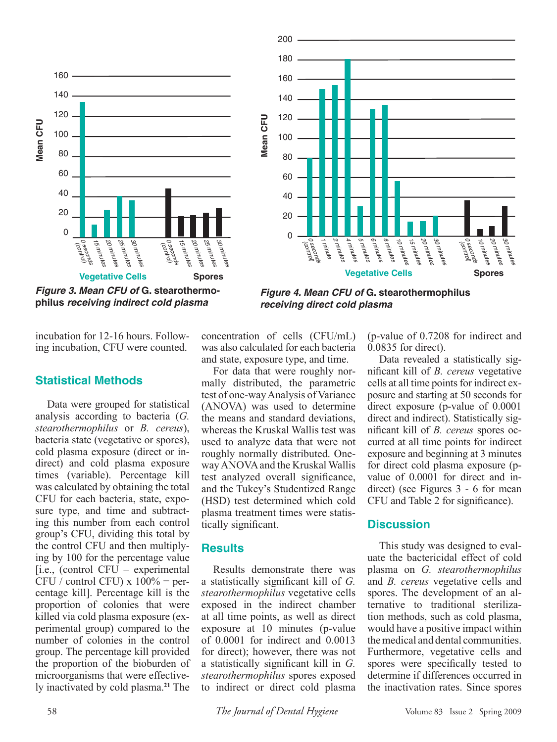*Figure 3. Mean CFU of* **G. stearothermophilus** *receiving indirect cold plasma*

*Figure 4. Mean CFU of* **G. stearothermophilus** *receiving direct cold plasma*

incubation for 12-16 hours. Following incubation, CFU were counted.

## Statistical Methods

Data were grouped for statistical analysis according to bacteria (*G. stearothermophilus* or *B. cereus*), bacteria state (vegetative or spores), cold plasma exposure (direct or indirect) and cold plasma exposure times (variable). Percentage kill was calculated by obtaining the total CFU for each bacteria, state, exposure type, and time and subtracting this number from each control group's CFU, dividing this total by the control CFU and then multiplying by 100 for the percentage value [i.e., (control CFU – experimental CFU / control CFU) x 100% = percentage kill]. Percentage kill is the proportion of colonies that were killed via cold plasma exposure (experimental group) compared to the number of colonies in the control group. The percentage kill provided the proportion of the bioburden of microorganisms that were effectively inactivated by cold plasma.[21] The concentration of cells (CFU/mL) was also calculated for each bacteria and state, exposure type, and time.

For data that were roughly normally distributed, the parametric test of one-way Analysis of Variance (ANOVA) was used to determine the means and standard deviations, whereas the Kruskal Wallis test was used to analyze data that were not roughly normally distributed. One-way ANOVA and the Kruskal Wallis test analyzed overall significance, and the Tukey's Studentized Range (HSD) test determined which cold plasma treatment times were statistically significant.

## Results

Results demonstrate there was a statistically significant kill of *G. stearothermophilus* vegetative cells exposed in the indirect chamber at all time points, as well as direct exposure at 10 minutes (p-value of 0.0001 for indirect and 0.0013 for direct); however, there was not a statistically significant kill in *G. stearothermophilus* spores exposed to indirect or direct cold plasma (p-value of 0.7208 for indirect and 0.0835 for direct).

Data revealed a statistically significant kill of *B. cereus* vegetative cells at all time points for indirect exposure and starting at 50 seconds for direct exposure (p-value of 0.0001 direct and indirect). Statistically significant kill of *B. cereus* spores occurred at all time points for indirect exposure and beginning at 3 minutes for direct cold plasma exposure (p-value of 0.0001 for direct and indirect) (see Figures 3 - 6 for mean CFU and Table 2 for significance).

## Discussion

This study was designed to evaluate the bactericidal effect of cold plasma on *G. stearothermophilus* and *B. cereus* vegetative cells and spores. The development of an alternative to traditional sterilization methods, such as cold plasma, would have a positive impact within the medical and dental communities. Furthermore, vegetative cells and spores were specifically tested to determine if differences occurred in the inactivation rates. Since spores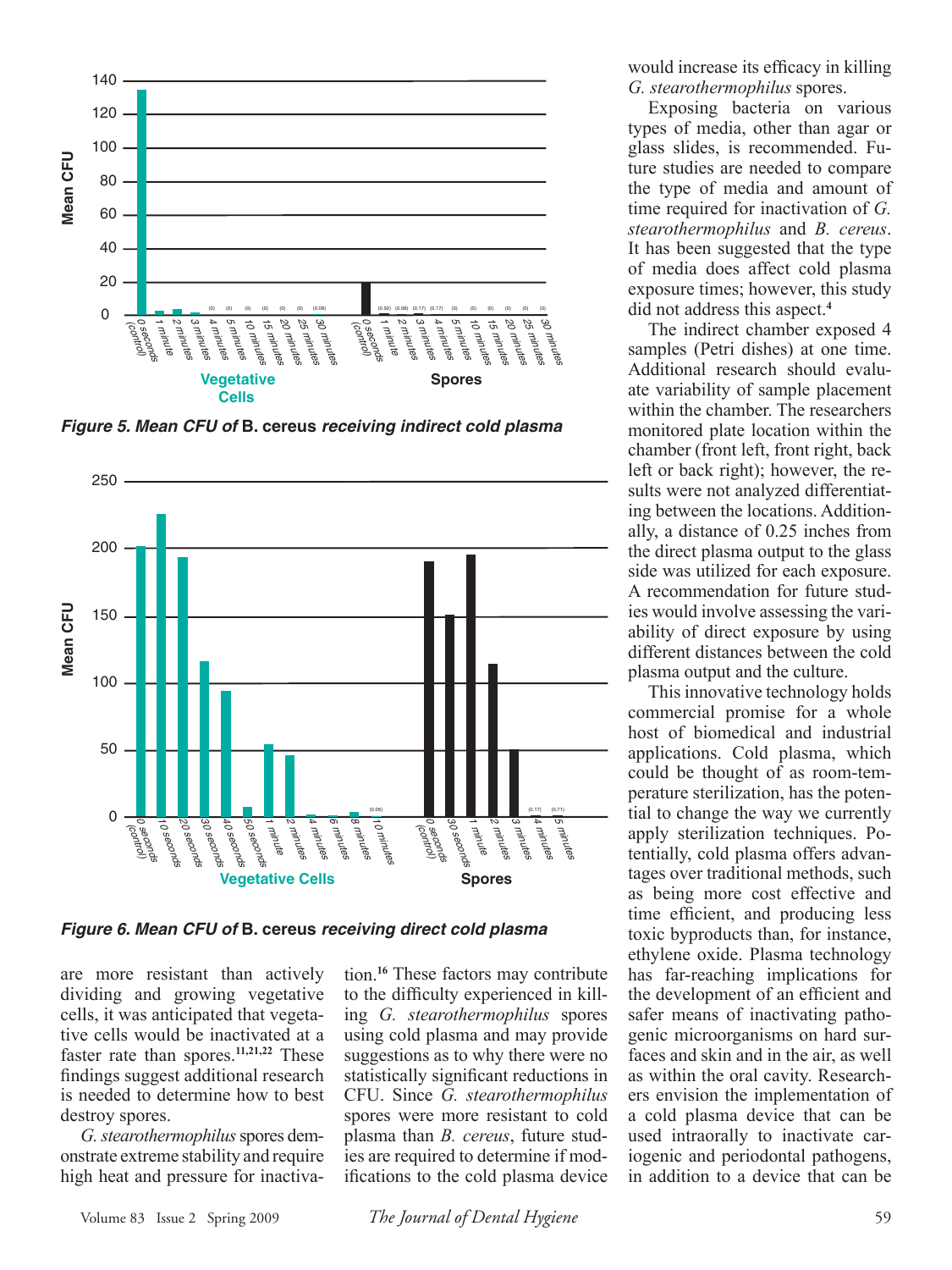**Figure 5. Mean CFU of B. cereus receiving indirect cold plasma**

**Figure 6. Mean CFU of B. cereus receiving direct cold plasma**

are more resistant than actively dividing and growing vegetative cells, it was anticipated that vegetative cells would be inactivated at a faster rate than spores.[11,21,22] These findings suggest additional research is needed to determine how to best destroy spores.

*G. stearothermophilus* spores demonstrate extreme stability and require high heat and pressure for inactivation.[16] These factors may contribute to the difficulty experienced in killing *G. stearothermophilus* spores using cold plasma and may provide suggestions as to why there were no statistically significant reductions in CFU. Since *G. stearothermophilus* spores were more resistant to cold plasma than *B. cereus*, future studies are required to determine if modifications to the cold plasma device would increase its efficacy in killing *G. stearothermophilus* spores.

Exposing bacteria on various types of media, other than agar or glass slides, is recommended. Future studies are needed to compare the type of media and amount of time required for inactivation of *G. stearothermophilus* and *B. cereus*. It has been suggested that the type of media does affect cold plasma exposure times; however, this study did not address this aspect.[4]

The indirect chamber exposed 4 samples (Petri dishes) at one time. Additional research should evaluate variability of sample placement within the chamber. The researchers monitored plate location within the chamber (front left, front right, back left or back right); however, the results were not analyzed differentiating between the locations. Additionally, a distance of 0.25 inches from the direct plasma output to the glass side was utilized for each exposure. A recommendation for future studies would involve assessing the variability of direct exposure by using different distances between the cold plasma output and the culture.

This innovative technology holds commercial promise for a whole host of biomedical and industrial applications. Cold plasma, which could be thought of as room-temperature sterilization, has the potential to change the way we currently apply sterilization techniques. Potentially, cold plasma offers advantages over traditional methods, such as being more cost effective and time efficient, and producing less toxic byproducts than, for instance, ethylene oxide. Plasma technology has far-reaching implications for the development of an efficient and safer means of inactivating pathogenic microorganisms on hard surfaces and skin and in the air, as well as within the oral cavity. Researchers envision the implementation of a cold plasma device that can be used intraorally to inactivate cariogenic and periodontal pathogens, in addition to a device that can be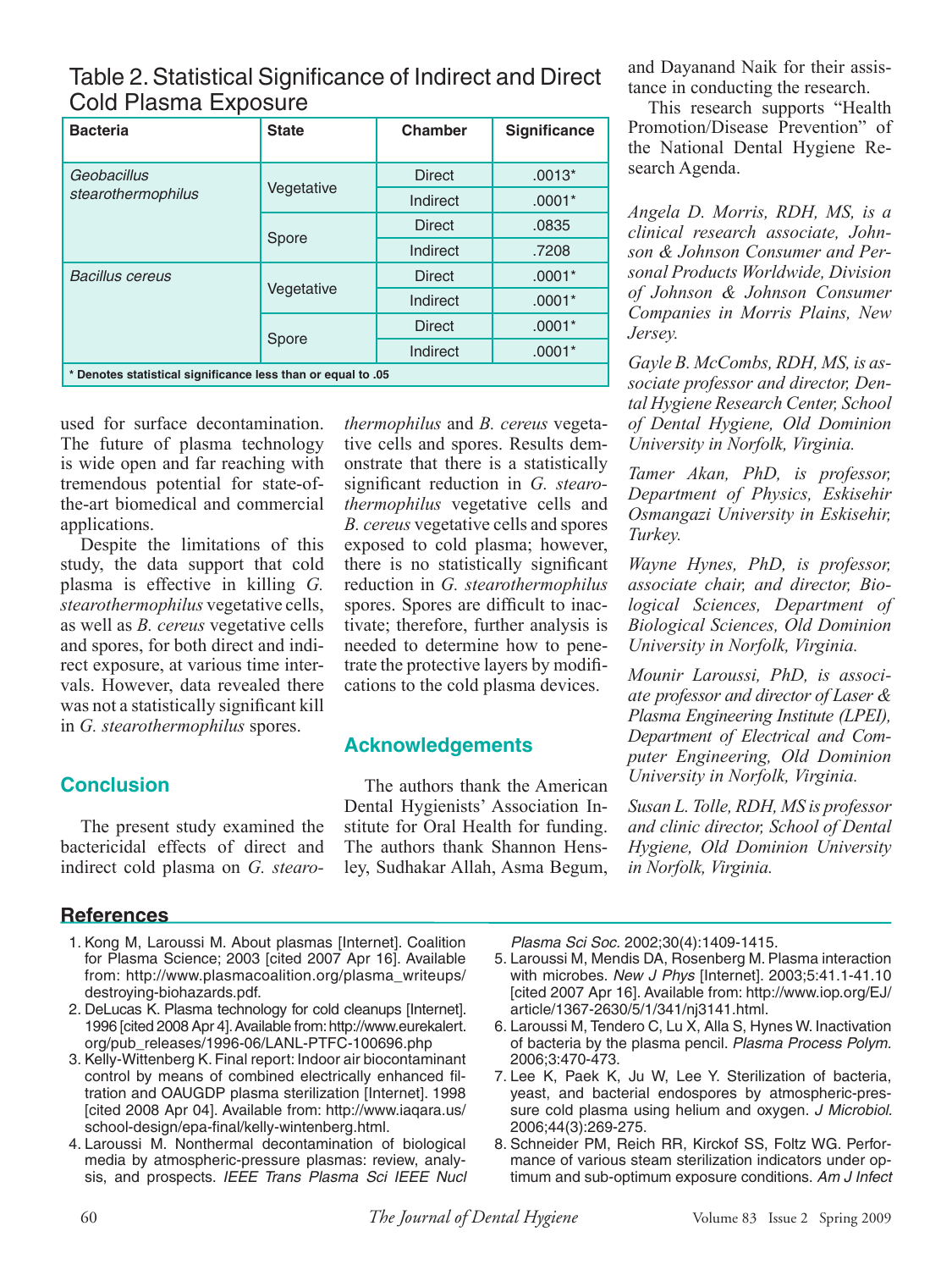## Table 2. Statistical Significance of Indirect and Direct Cold Plasma Exposure

| Bacteria | State | Chamber | Significance |
|---|---|---|---|
| *Geobacillus stearothermophilus* | Vegetative | Direct | .0013* |
| | | Indirect | .0001* |
| | Spore | Direct | .0835 |
| | | Indirect | .7208 |
| *Bacillus cereus* | Vegetative | Direct | .0001* |
| | | Indirect | .0001* |
| | Spore | Direct | .0001* |
| | | Indirect | .0001* |

**\* Denotes statistical significance less than or equal to .05**

used for surface decontamination. The future of plasma technology is wide open and far reaching with tremendous potential for state-of-the-art biomedical and commercial applications.

Despite the limitations of this study, the data support that cold plasma is effective in killing *G. stearothermophilus* vegetative cells, as well as *B. cereus* vegetative cells and spores, for both direct and indirect exposure, at various time intervals. However, data revealed there was not a statistically significant kill in *G. stearothermophilus* spores.

## Conclusion

The present study examined the bactericidal effects of direct and indirect cold plasma on *G. stearothermophilus* and *B. cereus* vegetative cells and spores. Results demonstrate that there is a statistically significant reduction in *G. stearothermophilus* vegetative cells and *B. cereus* vegetative cells and spores exposed to cold plasma; however, there is no statistically significant reduction in *G. stearothermophilus* spores. Spores are difficult to inactivate; therefore, further analysis is needed to determine how to penetrate the protective layers by modifications to the cold plasma devices.

## Acknowledgements

The authors thank the American Dental Hygienists' Association Institute for Oral Health for funding. The authors thank Shannon Hensley, Sudhakar Allah, Asma Begum, and Dayanand Naik for their assistance in conducting the research.

This research supports "Health Promotion/Disease Prevention" of the National Dental Hygiene Research Agenda.

*Angela D. Morris, RDH, MS, is a clinical research associate, Johnson & Johnson Consumer and Personal Products Worldwide, Division of Johnson & Johnson Consumer Companies in Morris Plains, New Jersey.*

*Gayle B. McCombs, RDH, MS, is associate professor and director, Dental Hygiene Research Center, School of Dental Hygiene, Old Dominion University in Norfolk, Virginia.*

*Tamer Akan, PhD, is professor, Department of Physics, Eskisehir Osmangazi University in Eskisehir, Turkey.*

*Wayne Hynes, PhD, is professor, associate chair, and director, Biological Sciences, Department of Biological Sciences, Old Dominion University in Norfolk, Virginia.*

*Mounir Laroussi, PhD, is associate professor and director of Laser & Plasma Engineering Institute (LPEI), Department of Electrical and Computer Engineering, Old Dominion University in Norfolk, Virginia.*

*Susan L. Tolle, RDH, MS is professor and clinic director, School of Dental Hygiene, Old Dominion University in Norfolk, Virginia.*

## References

1. Kong M, Laroussi M. About plasmas [Internet]. Coalition for Plasma Science; 2003 [cited 2007 Apr 16]. Available from: http://www.plasmacoalition.org/plasma_writeups/destroying-biohazards.pdf.
2. DeLucas K. Plasma technology for cold cleanups [Internet]. 1996 [cited 2008 Apr 4]. Available from: http://www.eurekalert.org/pub_releases/1996-06/LANL-PTFC-100696.php
3. Kelly-Wittenberg K. Final report: Indoor air biocontaminant control by means of combined electrically enhanced filtration and OAUGDP plasma sterilization [Internet]. 1998 [cited 2008 Apr 04]. Available from: http://www.iaqara.us/school-design/epa-final/kelly-wintenberg.html.
4. Laroussi M. Nonthermal decontamination of biological media by atmospheric-pressure plasmas: review, analysis, and prospects. *IEEE Trans Plasma Sci IEEE Nucl Plasma Sci Soc.* 2002;30(4):1409-1415.
5. Laroussi M, Mendis DA, Rosenberg M. Plasma interaction with microbes. *New J Phys* [Internet]. 2003;5:41.1-41.10 [cited 2007 Apr 16]. Available from: http://www.iop.org/EJ/article/1367-2630/5/1/341/nj3141.html.
6. Laroussi M, Tendero C, Lu X, Alla S, Hynes W. Inactivation of bacteria by the plasma pencil. *Plasma Process Polym.* 2006;3:470-473.
7. Lee K, Paek K, Ju W, Lee Y. Sterilization of bacteria, yeast, and bacterial endospores by atmospheric-pressure cold plasma using helium and oxygen. *J Microbiol.* 2006;44(3):269-275.
8. Schneider PM, Reich RR, Kirckof SS, Foltz WG. Performance of various steam sterilization indicators under optimum and sub-optimum exposure conditions. *Am J Infect*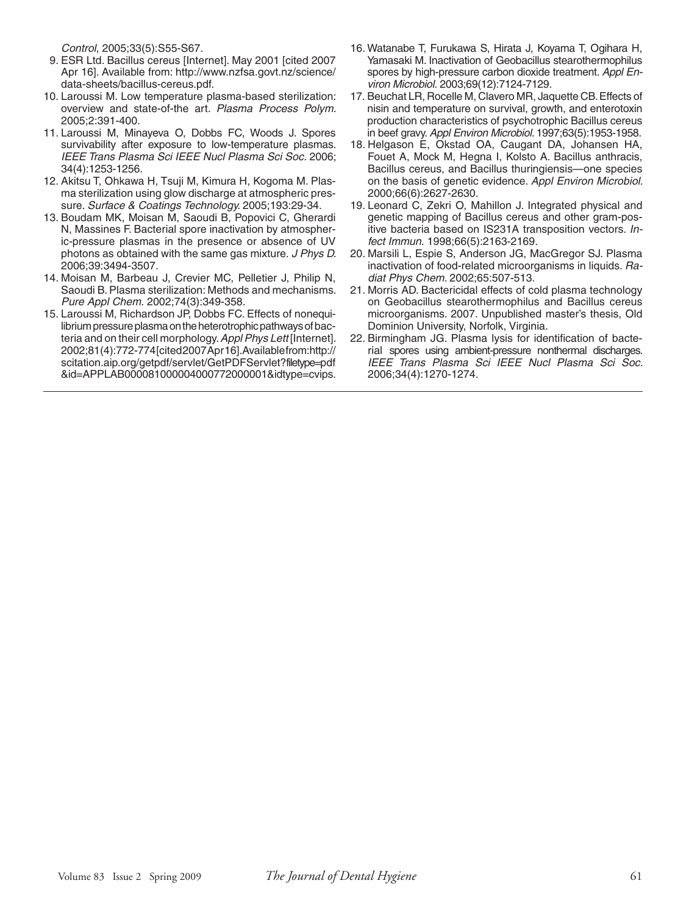*Control*, 2005;33(5):S55-S67.

9. ESR Ltd. Bacillus cereus [Internet]. May 2001 [cited 2007 Apr 16]. Available from: http://www.nzfsa.govt.nz/science/data-sheets/bacillus-cereus.pdf.
10. Laroussi M. Low temperature plasma-based sterilization: overview and state-of-the art. *Plasma Process Polym.* 2005;2:391-400.
11. Laroussi M, Minayeva O, Dobbs FC, Woods J. Spores survivability after exposure to low-temperature plasmas. *IEEE Trans Plasma Sci IEEE Nucl Plasma Sci Soc.* 2006; 34(4):1253-1256.
12. Akitsu T, Ohkawa H, Tsuji M, Kimura H, Kogoma M. Plasma sterilization using glow discharge at atmospheric pressure. *Surface & Coatings Technology.* 2005;193:29-34.
13. Boudam MK, Moisan M, Saoudi B, Popovici C, Gherardi N, Massines F. Bacterial spore inactivation by atmospheric-pressure plasmas in the presence or absence of UV photons as obtained with the same gas mixture. *J Phys D.* 2006;39:3494-3507.
14. Moisan M, Barbeau J, Crevier MC, Pelletier J, Philip N, Saoudi B. Plasma sterilization: Methods and mechanisms. *Pure Appl Chem.* 2002;74(3):349-358.
15. Laroussi M, Richardson JP, Dobbs FC. Effects of nonequilibrium pressure plasma on the heterotrophic pathways of bacteria and on their cell morphology. *Appl Phys Lett* [Internet]. 2002;81(4):772-774 [cited 2007 Apr 16]. Available from: http://scitation.aip.org/getpdf/servlet/GetPDFServlet?filetype=pdf&id=APPLAB000081000004000772000001&idtype=cvips.
16. Watanabe T, Furukawa S, Hirata J, Koyama T, Ogihara H, Yamasaki M. Inactivation of Geobacillus stearothermophilus spores by high-pressure carbon dioxide treatment. *Appl Environ Microbiol.* 2003;69(12):7124-7129.
17. Beuchat LR, Rocelle M, Clavero MR, Jaquette CB. Effects of nisin and temperature on survival, growth, and enterotoxin production characteristics of psychotrophic Bacillus cereus in beef gravy. *Appl Environ Microbiol.* 1997;63(5):1953-1958.
18. Helgason E, Okstad OA, Caugant DA, Johansen HA, Fouet A, Mock M, Hegna I, Kolsto A. Bacillus anthracis, Bacillus cereus, and Bacillus thuringiensis—one species on the basis of genetic evidence. *Appl Environ Microbiol.* 2000;66(6):2627-2630.
19. Leonard C, Zekri O, Mahillon J. Integrated physical and genetic mapping of Bacillus cereus and other gram-positive bacteria based on IS231A transposition vectors. *Infect Immun.* 1998;66(5):2163-2169.
20. Marsili L, Espie S, Anderson JG, MacGregor SJ. Plasma inactivation of food-related microorganisms in liquids. *Radiat Phys Chem.* 2002;65:507-513.
21. Morris AD. Bactericidal effects of cold plasma technology on Geobacillus stearothermophilus and Bacillus cereus microorganisms. 2007. Unpublished master's thesis, Old Dominion University, Norfolk, Virginia.
22. Birmingham JG. Plasma lysis for identification of bacterial spores using ambient-pressure nonthermal discharges. *IEEE Trans Plasma Sci IEEE Nucl Plasma Sci Soc.* 2006;34(4):1270-1274.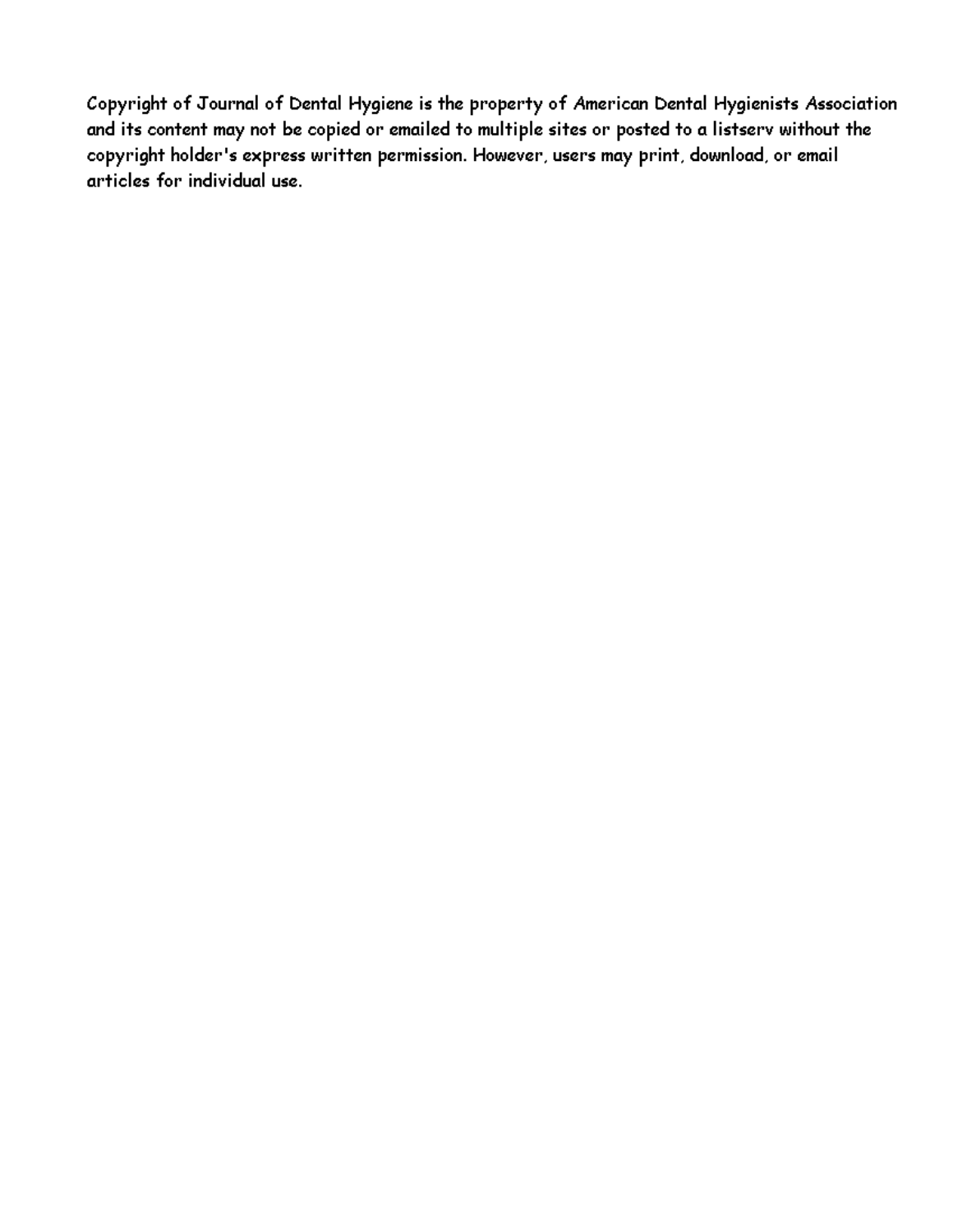Copyright of Journal of Dental Hygiene is the property of American Dental Hygienists Association and its content may not be copied or emailed to multiple sites or posted to a listserv without the copyright holder's express written permission. However, users may print, download, or email articles for individual use.